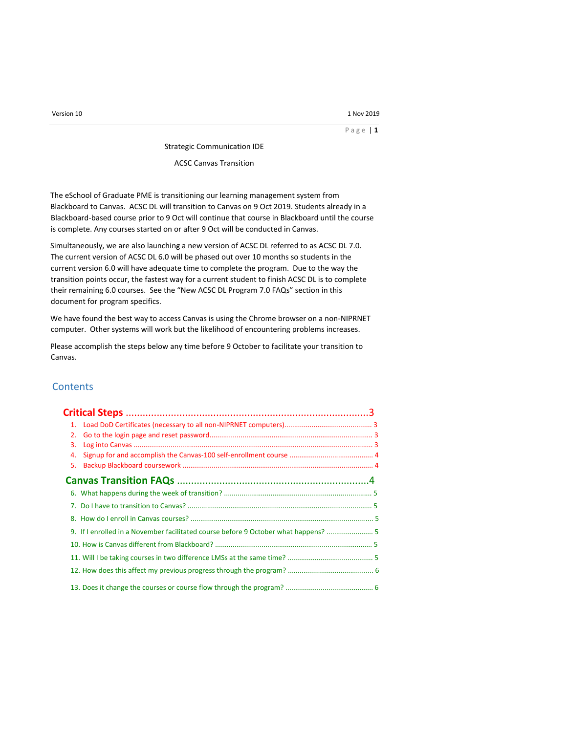Strategic Communication IDE

ACSC Canvas Transition

The eSchool of Graduate PME is transitioning our learning management system from Blackboard to Canvas. ACSC DL will transition to Canvas on 9 Oct 2019. Students already in a Blackboard-based course prior to 9 Oct will continue that course in Blackboard until the course is complete. Any courses started on or after 9 Oct will be conducted in Canvas.

Simultaneously, we are also launching a new version of ACSC DL referred to as ACSC DL 7.0. The current version of ACSC DL 6.0 will be phased out over 10 months so students in the current version 6.0 will have adequate time to complete the program. Due to the way the transition points occur, the fastest way for a current student to finish ACSC DL is to complete their remaining 6.0 courses. See the "New ACSC DL Program 7.0 FAQs" section in this document for program specifics.

We have found the best way to access Canvas is using the Chrome browser on a non-NIPRNET computer. Other systems will work but the likelihood of encountering problems increases.

Please accomplish the steps below any time before 9 October to facilitate your transition to Canvas.

## Contents

**Critical Steps** ........................................................................ 3

1. Load DoD Certificates (necessary to all non-NIPRNET computers) ........................ 3
2. Go to the login page and reset password ........................................ 3
3. Log into Canvas ........................................................................ 3
4. Signup for and accomplish the Canvas-100 self-enrollment course ........................ 4
5. Backup Blackboard coursework ........................................................ 4

**Canvas Transition FAQs** ........................................................ 4

6. What happens during the week of transition? ........................................ 5
7. Do I have to transition to Canvas? ................................................ 5
8. How do I enroll in Canvas courses? ................................................ 5
9. If I enrolled in a November facilitated course before 9 October what happens? ........ 5
10. How is Canvas different from Blackboard? ........................................ 5
11. Will I be taking courses in two difference LMSs at the same time? ................ 5
12. How does this affect my previous progress through the program? .................... 6
13. Does it change the courses or course flow through the program? .................... 6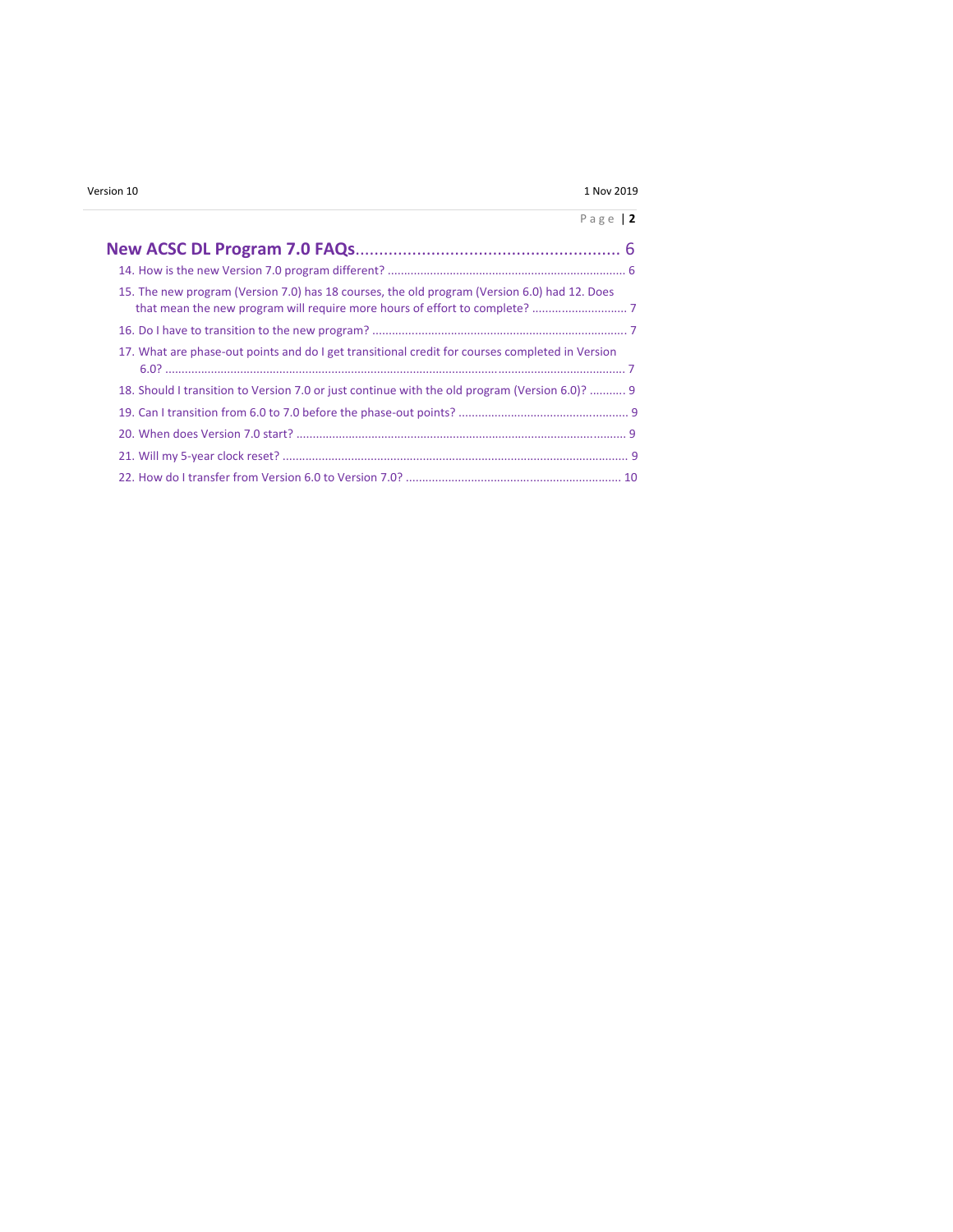New ACSC DL Program 7.0 FAQs ........................................................ 6

14. How is the new Version 7.0 program different? ........................................................ 6

15. The new program (Version 7.0) has 18 courses, the old program (Version 6.0) had 12. Does that mean the new program will require more hours of effort to complete? ............................ 7

16. Do I have to transition to the new program? ........................................................ 7

17. What are phase-out points and do I get transitional credit for courses completed in Version 6.0? ........................................................ 7

18. Should I transition to Version 7.0 or just continue with the old program (Version 6.0)? .......... 9

19. Can I transition from 6.0 to 7.0 before the phase-out points? ........................................................ 9

20. When does Version 7.0 start? ........................................................ 9

21. Will my 5-year clock reset? ........................................................ 9

22. How do I transfer from Version 6.0 to Version 7.0? ........................................................ 10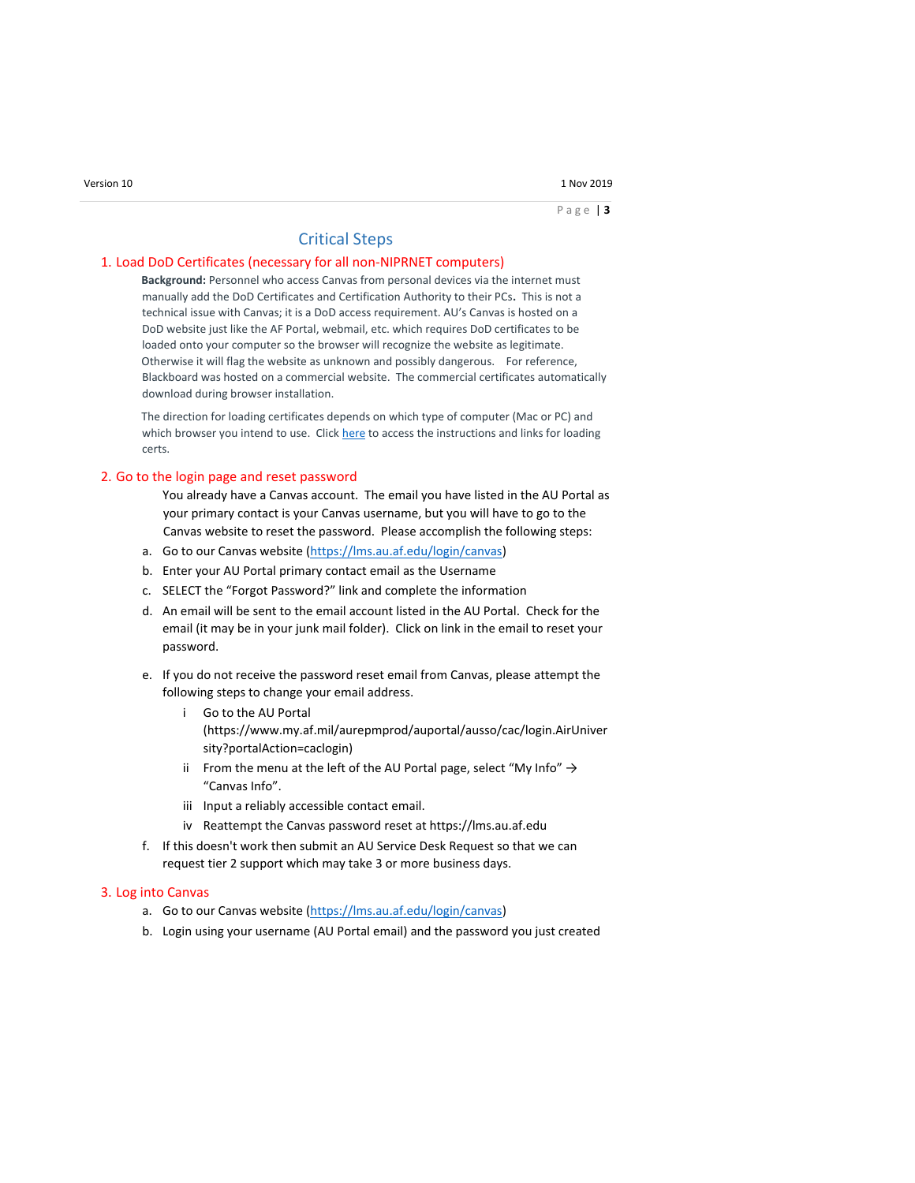# Critical Steps

## 1. Load DoD Certificates (necessary for all non-NIPRNET computers)

**Background:** Personnel who access Canvas from personal devices via the internet must manually add the DoD Certificates and Certification Authority to their PCs**.** This is not a technical issue with Canvas; it is a DoD access requirement. AU's Canvas is hosted on a DoD website just like the AF Portal, webmail, etc. which requires DoD certificates to be loaded onto your computer so the browser will recognize the website as legitimate. Otherwise it will flag the website as unknown and possibly dangerous. For reference, Blackboard was hosted on a commercial website. The commercial certificates automatically download during browser installation.

The direction for loading certificates depends on which type of computer (Mac or PC) and which browser you intend to use. Click here to access the instructions and links for loading certs.

## 2. Go to the login page and reset password

You already have a Canvas account. The email you have listed in the AU Portal as your primary contact is your Canvas username, but you will have to go to the Canvas website to reset the password. Please accomplish the following steps:

a. Go to our Canvas website (https://lms.au.af.edu/login/canvas)

b. Enter your AU Portal primary contact email as the Username

c. SELECT the "Forgot Password?" link and complete the information

d. An email will be sent to the email account listed in the AU Portal. Check for the email (it may be in your junk mail folder). Click on link in the email to reset your password.

e. If you do not receive the password reset email from Canvas, please attempt the following steps to change your email address.

   i Go to the AU Portal (https://www.my.af.mil/aurepmprod/auportal/ausso/cac/login.AirUniversity?portalAction=caclogin)

   ii From the menu at the left of the AU Portal page, select "My Info" → "Canvas Info".

   iii Input a reliably accessible contact email.

   iv Reattempt the Canvas password reset at https://lms.au.af.edu

f. If this doesn't work then submit an AU Service Desk Request so that we can request tier 2 support which may take 3 or more business days.

## 3. Log into Canvas

a. Go to our Canvas website (https://lms.au.af.edu/login/canvas)

b. Login using your username (AU Portal email) and the password you just created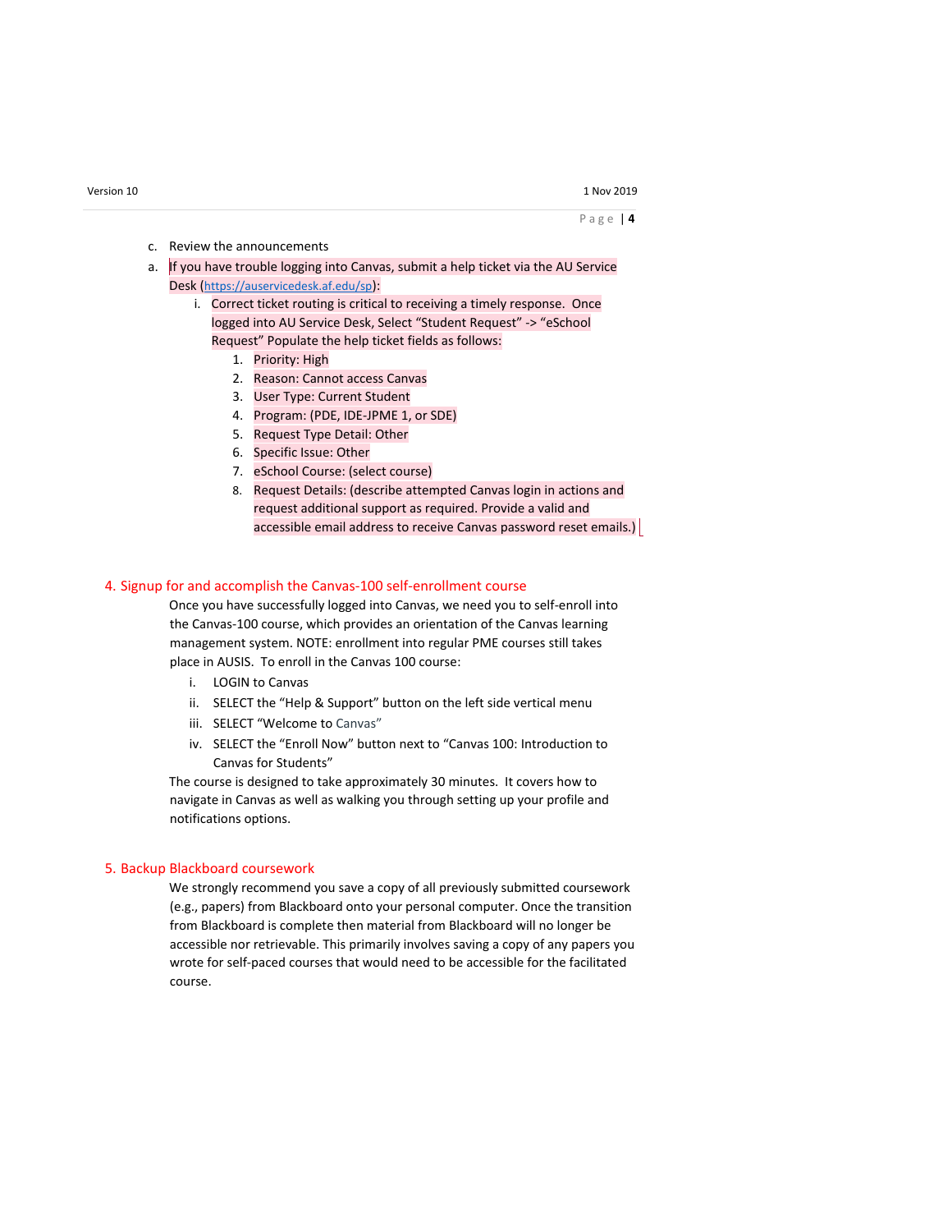c. Review the announcements

a. If you have trouble logging into Canvas, submit a help ticket via the AU Service Desk (https://auservicedesk.af.edu/sp):

   i. Correct ticket routing is critical to receiving a timely response. Once logged into AU Service Desk, Select "Student Request" -> "eSchool Request" Populate the help ticket fields as follows:

      1. Priority: High
      2. Reason: Cannot access Canvas
      3. User Type: Current Student
      4. Program: (PDE, IDE-JPME 1, or SDE)
      5. Request Type Detail: Other
      6. Specific Issue: Other
      7. eSchool Course: (select course)
      8. Request Details: (describe attempted Canvas login in actions and request additional support as required. Provide a valid and accessible email address to receive Canvas password reset emails.)

## 4. Signup for and accomplish the Canvas-100 self-enrollment course

Once you have successfully logged into Canvas, we need you to self-enroll into the Canvas-100 course, which provides an orientation of the Canvas learning management system. NOTE: enrollment into regular PME courses still takes place in AUSIS. To enroll in the Canvas 100 course:

i. LOGIN to Canvas
ii. SELECT the "Help & Support" button on the left side vertical menu
iii. SELECT "Welcome to Canvas"
iv. SELECT the "Enroll Now" button next to "Canvas 100: Introduction to Canvas for Students"

The course is designed to take approximately 30 minutes. It covers how to navigate in Canvas as well as walking you through setting up your profile and notifications options.

## 5. Backup Blackboard coursework

We strongly recommend you save a copy of all previously submitted coursework (e.g., papers) from Blackboard onto your personal computer. Once the transition from Blackboard is complete then material from Blackboard will no longer be accessible nor retrievable. This primarily involves saving a copy of any papers you wrote for self-paced courses that would need to be accessible for the facilitated course.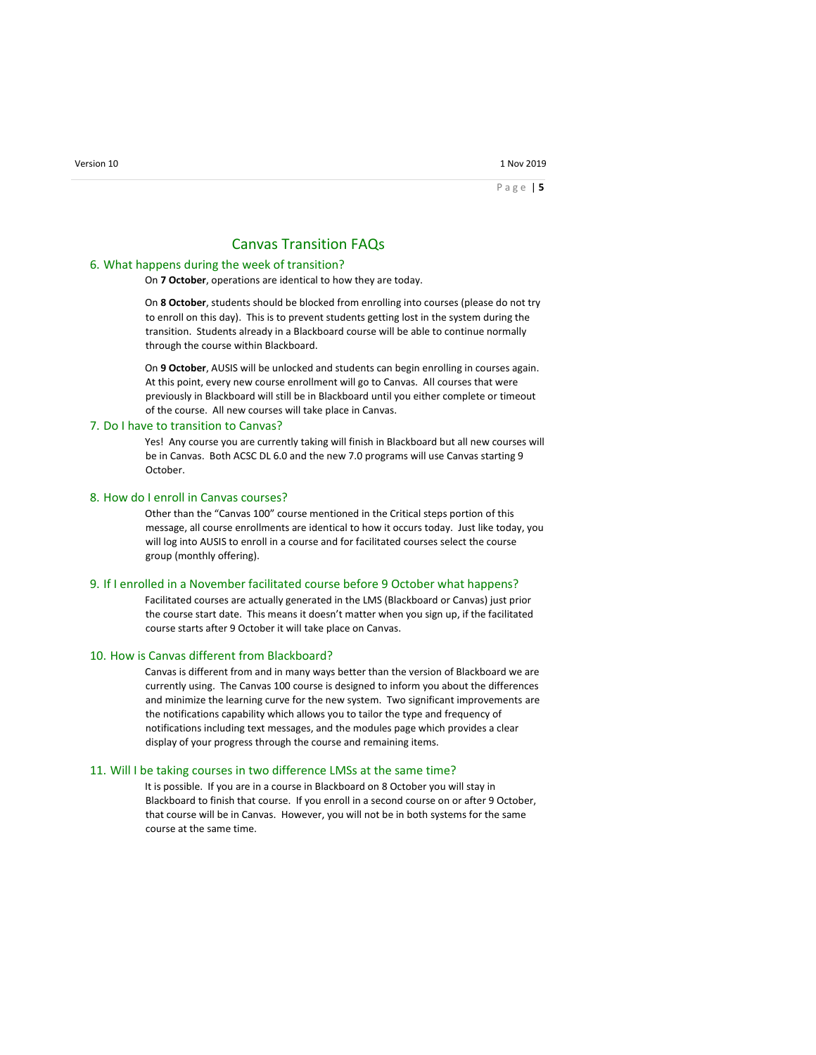# Canvas Transition FAQs

## 6. What happens during the week of transition?

On **7 October**, operations are identical to how they are today.

On **8 October**, students should be blocked from enrolling into courses (please do not try to enroll on this day). This is to prevent students getting lost in the system during the transition. Students already in a Blackboard course will be able to continue normally through the course within Blackboard.

On **9 October**, AUSIS will be unlocked and students can begin enrolling in courses again. At this point, every new course enrollment will go to Canvas. All courses that were previously in Blackboard will still be in Blackboard until you either complete or timeout of the course. All new courses will take place in Canvas.

## 7. Do I have to transition to Canvas?

Yes! Any course you are currently taking will finish in Blackboard but all new courses will be in Canvas. Both ACSC DL 6.0 and the new 7.0 programs will use Canvas starting 9 October.

## 8. How do I enroll in Canvas courses?

Other than the "Canvas 100" course mentioned in the Critical steps portion of this message, all course enrollments are identical to how it occurs today. Just like today, you will log into AUSIS to enroll in a course and for facilitated courses select the course group (monthly offering).

## 9. If I enrolled in a November facilitated course before 9 October what happens?

Facilitated courses are actually generated in the LMS (Blackboard or Canvas) just prior the course start date. This means it doesn't matter when you sign up, if the facilitated course starts after 9 October it will take place on Canvas.

## 10. How is Canvas different from Blackboard?

Canvas is different from and in many ways better than the version of Blackboard we are currently using. The Canvas 100 course is designed to inform you about the differences and minimize the learning curve for the new system. Two significant improvements are the notifications capability which allows you to tailor the type and frequency of notifications including text messages, and the modules page which provides a clear display of your progress through the course and remaining items.

## 11. Will I be taking courses in two difference LMSs at the same time?

It is possible. If you are in a course in Blackboard on 8 October you will stay in Blackboard to finish that course. If you enroll in a second course on or after 9 October, that course will be in Canvas. However, you will not be in both systems for the same course at the same time.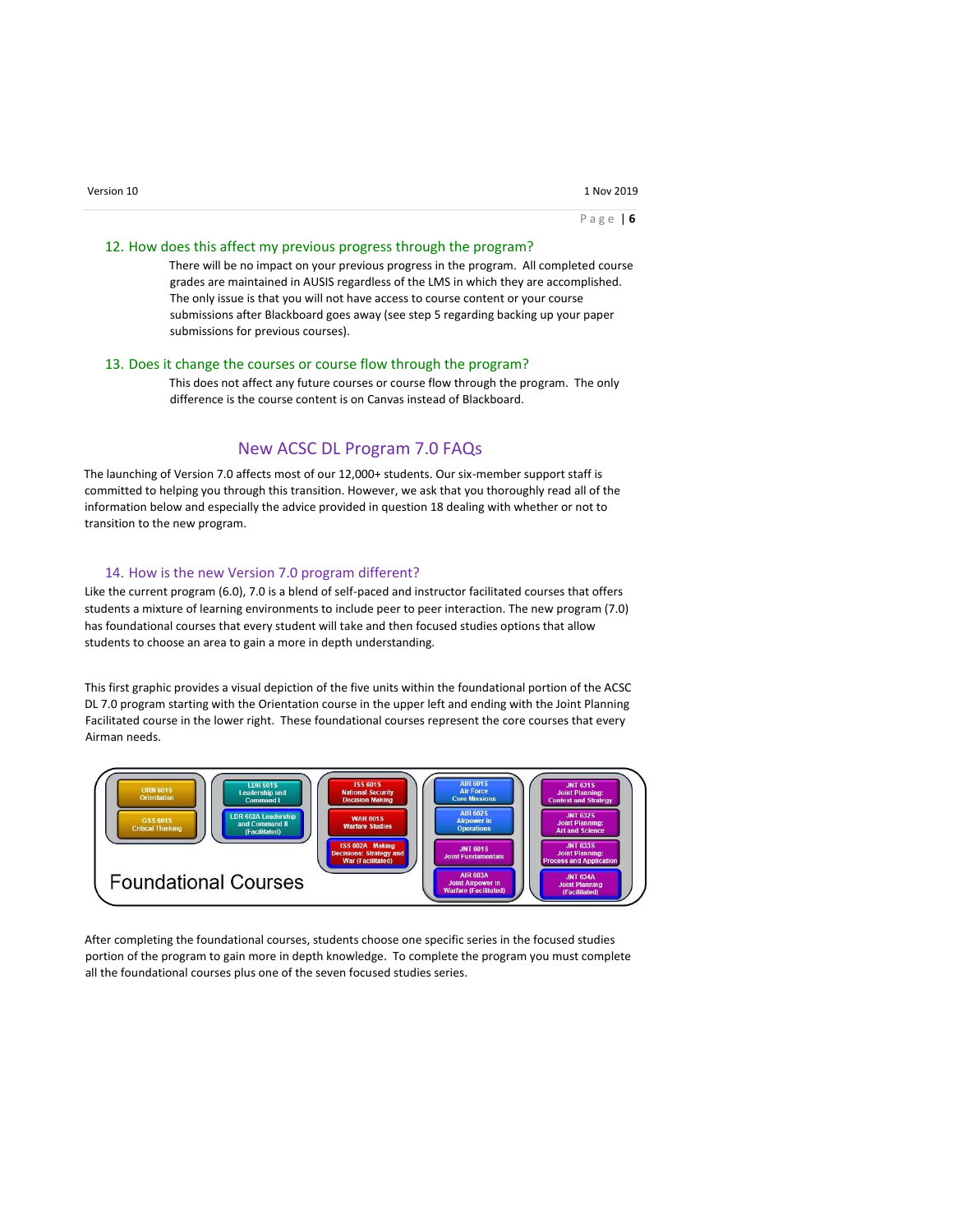### 12. How does this affect my previous progress through the program?

There will be no impact on your previous progress in the program. All completed course grades are maintained in AUSIS regardless of the LMS in which they are accomplished. The only issue is that you will not have access to course content or your course submissions after Blackboard goes away (see step 5 regarding backing up your paper submissions for previous courses).

### 13. Does it change the courses or course flow through the program?

This does not affect any future courses or course flow through the program. The only difference is the course content is on Canvas instead of Blackboard.

## New ACSC DL Program 7.0 FAQs

The launching of Version 7.0 affects most of our 12,000+ students. Our six-member support staff is committed to helping you through this transition. However, we ask that you thoroughly read all of the information below and especially the advice provided in question 18 dealing with whether or not to transition to the new program.

### 14. How is the new Version 7.0 program different?

Like the current program (6.0), 7.0 is a blend of self-paced and instructor facilitated courses that offers students a mixture of learning environments to include peer to peer interaction. The new program (7.0) has foundational courses that every student will take and then focused studies options that allow students to choose an area to gain a more in depth understanding.

This first graphic provides a visual depiction of the five units within the foundational portion of the ACSC DL 7.0 program starting with the Orientation course in the upper left and ending with the Joint Planning Facilitated course in the lower right. These foundational courses represent the core courses that every Airman needs.

**Foundational Courses**

| Unit 1 | Unit 2 | Unit 3 | Unit 4 | Unit 5 |
|---|---|---|---|---|
| ORN 601S Orientation | LDR 601S Leadership and Command I | ISS 601S National Security Decision Making | AIR 601S Air Force Core Missions | JNT 631S Joint Planning: Context and Strategy |
| GSS 601S Critical Thinking | LDR 602A Leadership and Command II (Facilitated) | WAR 601S Warfare Studies | AIR 602S Airpower in Operations | JNT 632S Joint Planning: Art and Science |
| | | ISS 602A Making Decisions: Strategy and War (Facilitated) | JNT 601S Joint Fundamentals | JNT 633S Joint Planning: Process and Application |
| | | | AIR 603A Joint Airpower in Warfare (Facilitated) | JNT 634A Joint Planning (Facilitated) |

After completing the foundational courses, students choose one specific series in the focused studies portion of the program to gain more in depth knowledge. To complete the program you must complete all the foundational courses plus one of the seven focused studies series.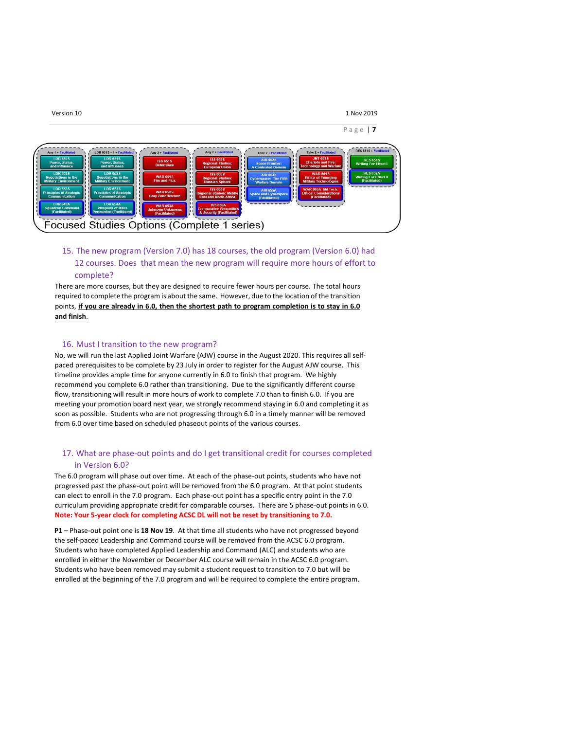Focused Studies Options (Complete 1 series)

| Any 1 + Facilitated | LDR 601S + 1 + Facilitated | Any 2 + Facilitated | Any 2 + Facilitated | Take 2 + Facilitated | Take 2 + Facilitated | RES 651S + Facilitated |
|---|---|---|---|---|---|---|
| LDR 651S Power, Status, and Influence | LDR 651S Power, Status, and Influence | ISS 651S Deterrence | ISS 652S Regional Studies: European Union | AIR 652S Space Frontier: A Contested Domain | JNT 651S Chariots and Fire: Technology and Warfare | RES 651S Writing For Effect I |
| LDR 652S Negotiations in the Military Environment | LDR 652S Negotiations in the Military Environment | WAR 651S Fire and Flux | ISS 653S Regional Studies: Russian Sphere | AIR 653S Cyberspace: The Fifth Warfare Domain | WAR 661S Ethics of Emerging Military Technologies | RES 652A Writing For Effect II (Facilitated) |
| LDR 653S Principles of Strategic Communication | LDR 653S Principles of Strategic Communication | WAR 652S Gray Zone Warfare | ISS 655S Regional Studies: Middle East and North Africa | AIR 655A Space and Cyberspace (Facilitated) | WAR 665A Mil Tech: Ethical Considerations (Facilitated) | |
| LDR 645A Squadron Command (Facilitated) | LDR 654A Weapons of Mass Persuasion (Facilitated) | WAR 653A Unknown Unknowns (Facilitated) | ISS 650A Comparative Geopolitics & Security (Facilitated) | | | |

## 15. The new program (Version 7.0) has 18 courses, the old program (Version 6.0) had 12 courses. Does that mean the new program will require more hours of effort to complete?

There are more courses, but they are designed to require fewer hours per course. The total hours required to complete the program is about the same. However, due to the location of the transition points, **<u>if you are already in 6.0, then the shortest path to program completion is to stay in 6.0 and finish</u>**.

## 16. Must I transition to the new program?

No, we will run the last Applied Joint Warfare (AJW) course in the August 2020. This requires all self-paced prerequisites to be complete by 23 July in order to register for the August AJW course. This timeline provides ample time for anyone currently in 6.0 to finish that program. We highly recommend you complete 6.0 rather than transitioning. Due to the significantly different course flow, transitioning will result in more hours of work to complete 7.0 than to finish 6.0. If you are meeting your promotion board next year, we strongly recommend staying in 6.0 and completing it as soon as possible. Students who are not progressing through 6.0 in a timely manner will be removed from 6.0 over time based on scheduled phaseout points of the various courses.

## 17. What are phase-out points and do I get transitional credit for courses completed in Version 6.0?

The 6.0 program will phase out over time. At each of the phase-out points, students who have not progressed past the phase-out point will be removed from the 6.0 program. At that point students can elect to enroll in the 7.0 program. Each phase-out point has a specific entry point in the 7.0 curriculum providing appropriate credit for comparable courses. There are 5 phase-out points in 6.0. **Note: Your 5-year clock for completing ACSC DL will not be reset by transitioning to 7.0.**

**P1** – Phase-out point one is **18 Nov 19**. At that time all students who have not progressed beyond the self-paced Leadership and Command course will be removed from the ACSC 6.0 program. Students who have completed Applied Leadership and Command (ALC) and students who are enrolled in either the November or December ALC course will remain in the ACSC 6.0 program. Students who have been removed may submit a student request to transition to 7.0 but will be enrolled at the beginning of the 7.0 program and will be required to complete the entire program.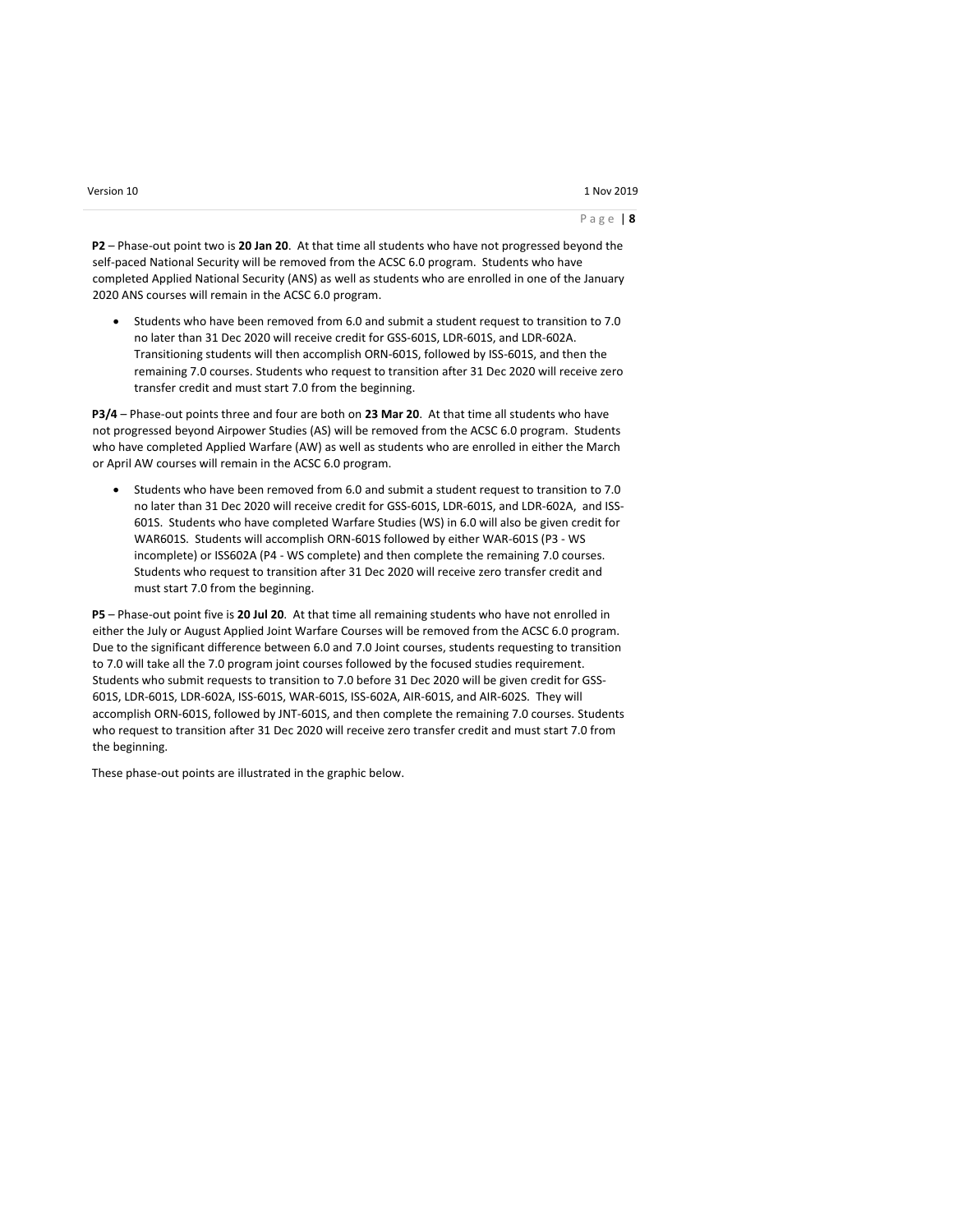**P2** – Phase-out point two is **20 Jan 20**. At that time all students who have not progressed beyond the self-paced National Security will be removed from the ACSC 6.0 program. Students who have completed Applied National Security (ANS) as well as students who are enrolled in one of the January 2020 ANS courses will remain in the ACSC 6.0 program.

- Students who have been removed from 6.0 and submit a student request to transition to 7.0 no later than 31 Dec 2020 will receive credit for GSS-601S, LDR-601S, and LDR-602A. Transitioning students will then accomplish ORN-601S, followed by ISS-601S, and then the remaining 7.0 courses. Students who request to transition after 31 Dec 2020 will receive zero transfer credit and must start 7.0 from the beginning.

**P3/4** – Phase-out points three and four are both on **23 Mar 20**. At that time all students who have not progressed beyond Airpower Studies (AS) will be removed from the ACSC 6.0 program. Students who have completed Applied Warfare (AW) as well as students who are enrolled in either the March or April AW courses will remain in the ACSC 6.0 program.

- Students who have been removed from 6.0 and submit a student request to transition to 7.0 no later than 31 Dec 2020 will receive credit for GSS-601S, LDR-601S, and LDR-602A, and ISS-601S. Students who have completed Warfare Studies (WS) in 6.0 will also be given credit for WAR601S. Students will accomplish ORN-601S followed by either WAR-601S (P3 - WS incomplete) or ISS602A (P4 - WS complete) and then complete the remaining 7.0 courses. Students who request to transition after 31 Dec 2020 will receive zero transfer credit and must start 7.0 from the beginning.

**P5** – Phase-out point five is **20 Jul 20**. At that time all remaining students who have not enrolled in either the July or August Applied Joint Warfare Courses will be removed from the ACSC 6.0 program. Due to the significant difference between 6.0 and 7.0 Joint courses, students requesting to transition to 7.0 will take all the 7.0 program joint courses followed by the focused studies requirement. Students who submit requests to transition to 7.0 before 31 Dec 2020 will be given credit for GSS-601S, LDR-601S, LDR-602A, ISS-601S, WAR-601S, ISS-602A, AIR-601S, and AIR-602S. They will accomplish ORN-601S, followed by JNT-601S, and then complete the remaining 7.0 courses. Students who request to transition after 31 Dec 2020 will receive zero transfer credit and must start 7.0 from the beginning.

These phase-out points are illustrated in the graphic below.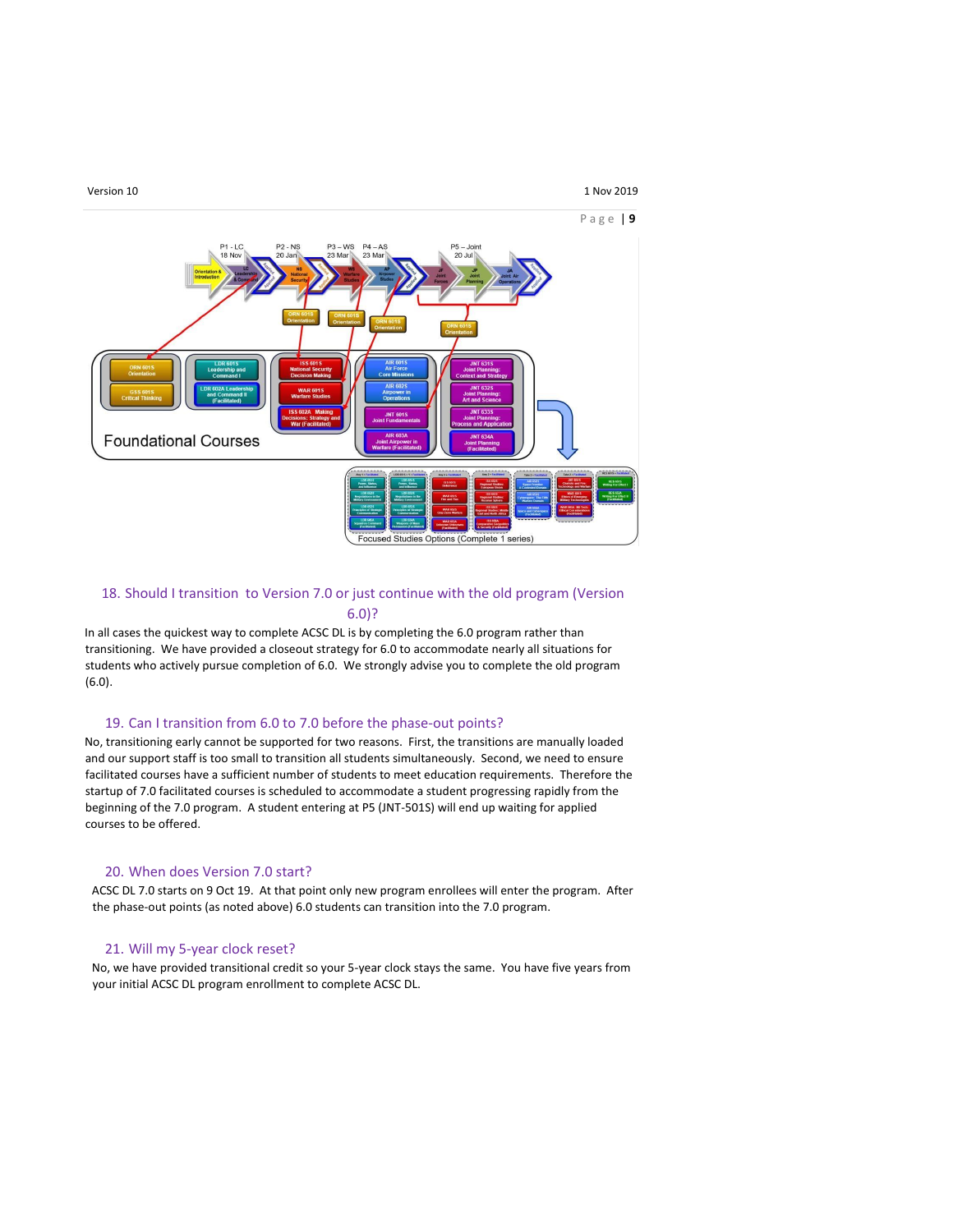## 18. Should I transition to Version 7.0 or just continue with the old program (Version 6.0)?

In all cases the quickest way to complete ACSC DL is by completing the 6.0 program rather than transitioning. We have provided a closeout strategy for 6.0 to accommodate nearly all situations for students who actively pursue completion of 6.0. We strongly advise you to complete the old program (6.0).

## 19. Can I transition from 6.0 to 7.0 before the phase-out points?

No, transitioning early cannot be supported for two reasons. First, the transitions are manually loaded and our support staff is too small to transition all students simultaneously. Second, we need to ensure facilitated courses have a sufficient number of students to meet education requirements. Therefore the startup of 7.0 facilitated courses is scheduled to accommodate a student progressing rapidly from the beginning of the 7.0 program. A student entering at P5 (JNT-501S) will end up waiting for applied courses to be offered.

## 20. When does Version 7.0 start?

ACSC DL 7.0 starts on 9 Oct 19. At that point only new program enrollees will enter the program. After the phase-out points (as noted above) 6.0 students can transition into the 7.0 program.

## 21. Will my 5-year clock reset?

No, we have provided transitional credit so your 5-year clock stays the same. You have five years from your initial ACSC DL program enrollment to complete ACSC DL.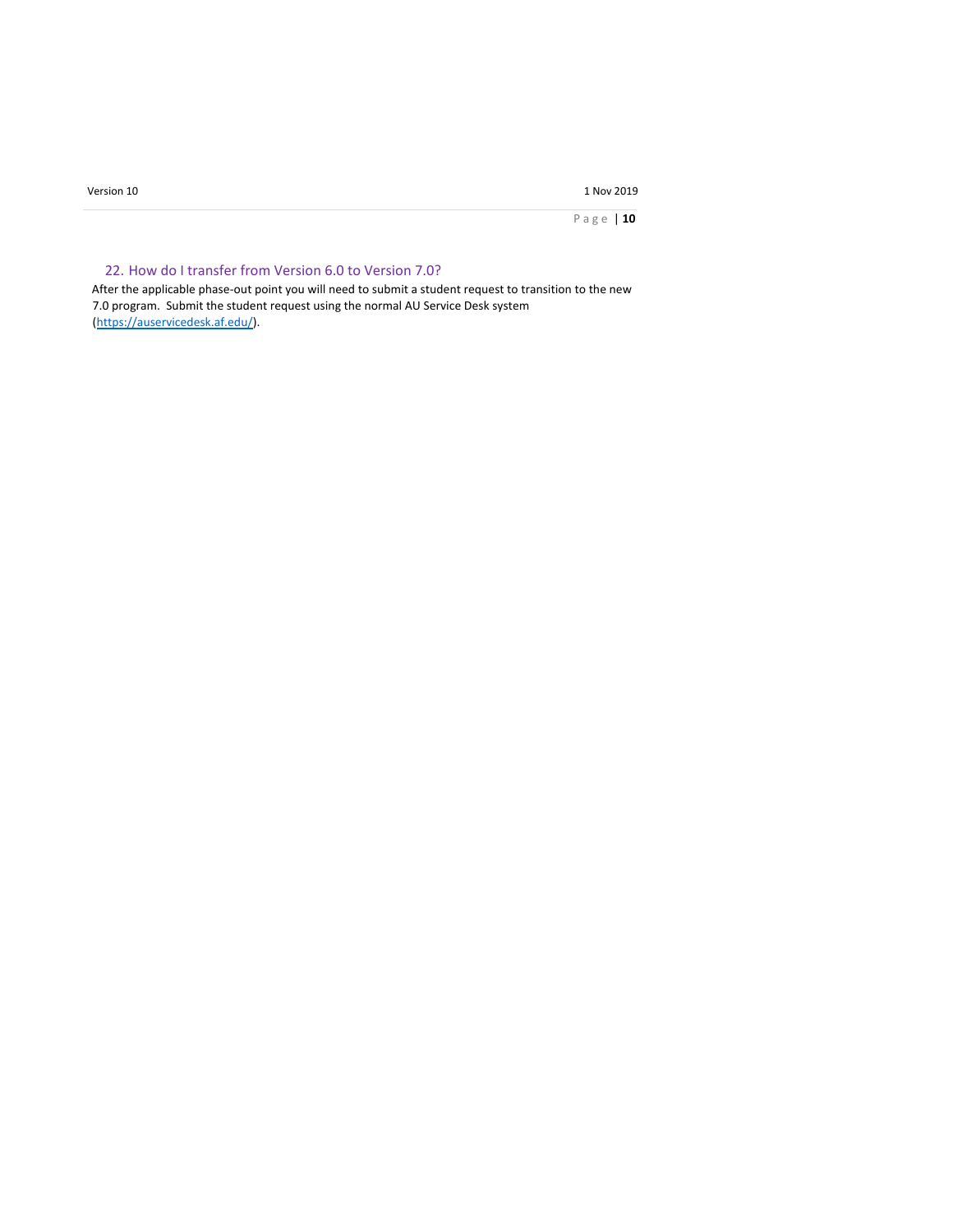## 22. How do I transfer from Version 6.0 to Version 7.0?

After the applicable phase-out point you will need to submit a student request to transition to the new 7.0 program. Submit the student request using the normal AU Service Desk system (https://auservicedesk.af.edu/).